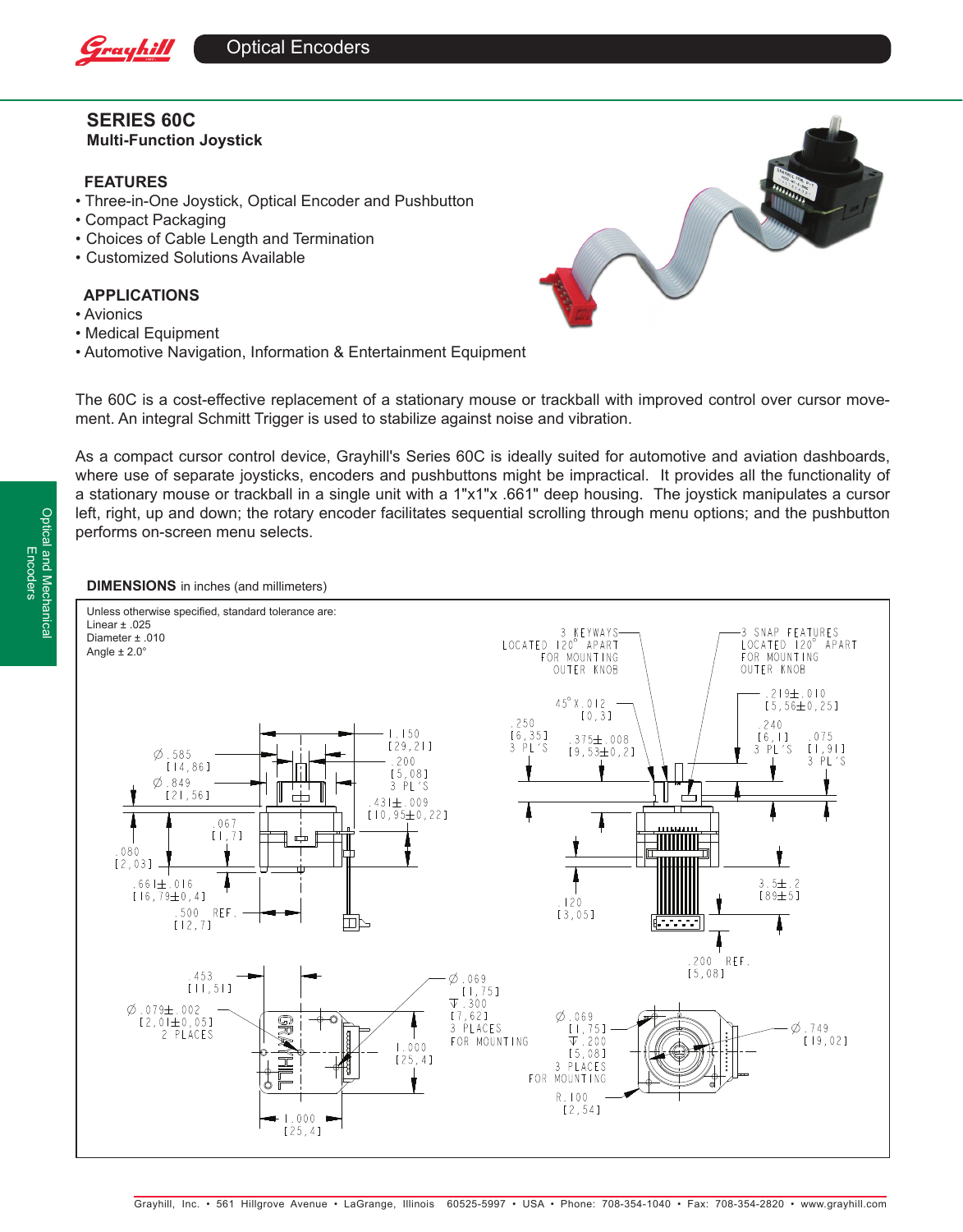# SERIES 60C

**Multi-Function Joystick**

## FEATURES

- Three-in-One Joystick, Optical Encoder and Pushbutton
- Compact Packaging
- Choices of Cable Length and Termination
- Customized Solutions Available

## APPLICATIONS

- Avionics
- Medical Equipment
- Automotive Navigation, Information & Entertainment Equipment

The 60C is a cost-effective replacement of a stationary mouse or trackball with improved control over cursor movement. An integral Schmitt Trigger is used to stabilize against noise and vibration.

As a compact cursor control device, Grayhill's Series 60C is ideally suited for automotive and aviation dashboards, where use of separate joysticks, encoders and pushbuttons might be impractical. It provides all the functionality of a stationary mouse or trackball in a single unit with a 1"x1"x .661" deep housing. The joystick manipulates a cursor left, right, up and down; the rotary encoder facilitates sequential scrolling through menu options; and the pushbutton performs on-screen menu selects.

**DIMENSIONS** in inches (and millimeters)

Unless otherwise specified, standard tolerance are:
Linear ± .025
Diameter ± .010
Angle ± 2.0°

3 KEYWAYS LOCATED 120° APART FOR MOUNTING OUTER KNOB

3 SNAP FEATURES LOCATED 120° APART FOR MOUNTING OUTER KNOB

Ø .585 [14,86]
Ø .849 [21,56]
1.150 [29,21]
.200 [5,08] 3 PL'S
.431±.009 [10,95±0,22]
.067 [1,7]
.080 [2,03]
.661±.016 [16,79±0,4]
.500 REF. [12,7]
45° X .012 [0,3]
.250 [6,35] 3 PL'S
.375±.008 [9,53±0,2]
.219±.010 [5,56±0,25]
.240 [6,1] 3 PL'S
.075 [1,91] 3 PL'S
.120 [3,05]
3.5±.2 [89±5]
.200 REF. [5,08]
.453 [11,51]
Ø .079±.002 [2,01±0,05] 2 PLACES
Ø .069 [1,75] ↧ .300 [7,62] 3 PLACES FOR MOUNTING
1.000 [25,4]
1.000 [25,4]
Ø .069 [1,75] ↧ .200 [5,08] 3 PLACES FOR MOUNTING
R .100 [2,54]
Ø .749 [19,02]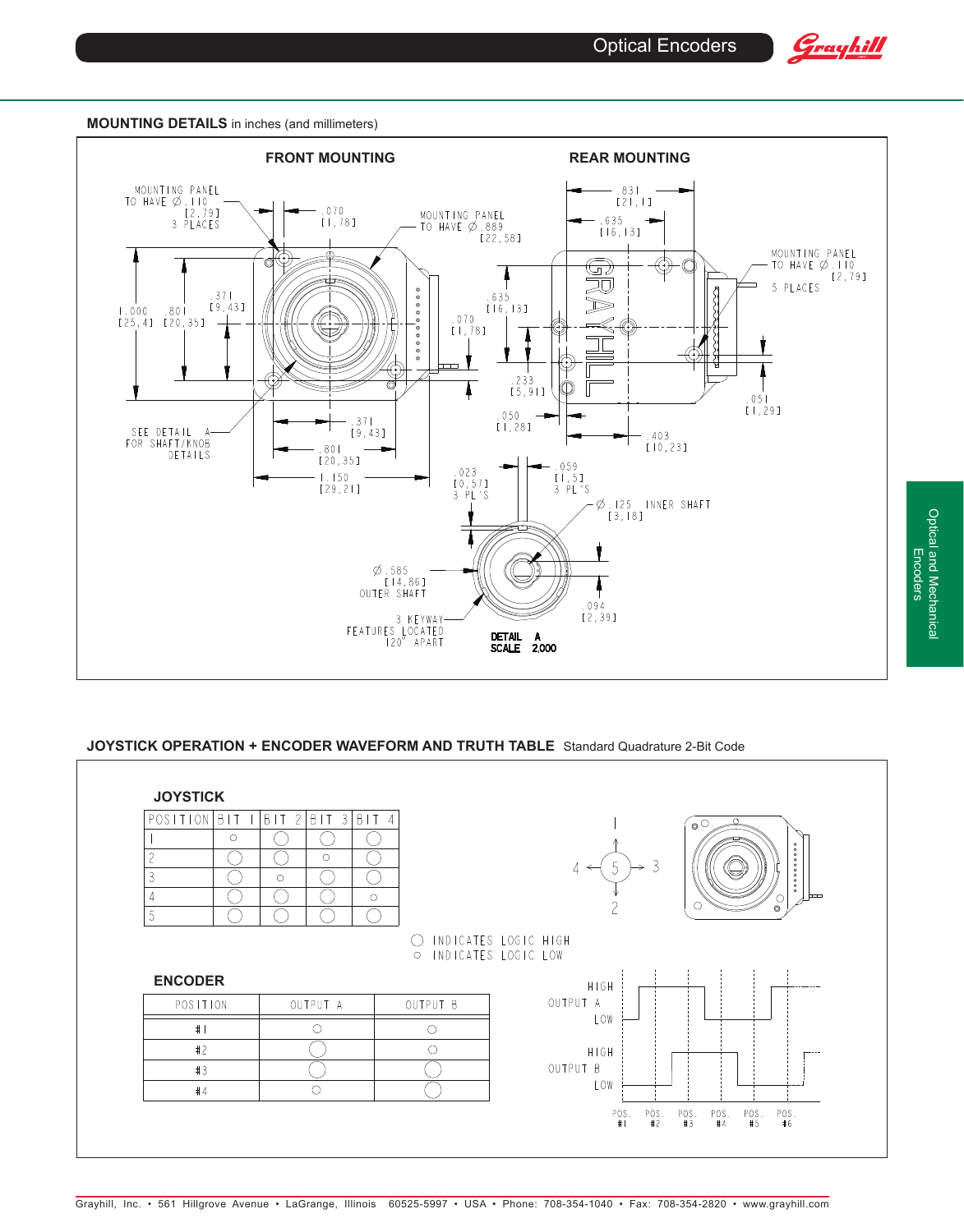## MOUNTING DETAILS in inches (and millimeters)

### FRONT MOUNTING

MOUNTING PANEL TO HAVE Ø .110 [2,79] 3 PLACES

.070 [1,78]

MOUNTING PANEL TO HAVE Ø .889 [22,58]

1.000 [25,4]

.801 [20,35]

.371 [9,43]

.070 [1,78]

.371 [9,43]

.801 [20,35]

1.150 [29,21]

SEE DETAIL A FOR SHAFT/KNOB DETAILS

### REAR MOUNTING

.831 [21,1]

.635 [16,13]

MOUNTING PANEL TO HAVE Ø .110 [2,79]

5 PLACES

.635 [16,13]

.233 [5,91]

.050 [1,28]

.403 [10,23]

.051 [1,29]

.023 [0,57] 3 PL'S

.059 [1,5] 3 PL'S

Ø .125 INNER SHAFT [3,18]

Ø .585 [14,86] OUTER SHAFT

3 KEYWAY FEATURES LOCATED 120° APART

.094 [2,39]

DETAIL A SCALE 2.000

## JOYSTICK OPERATION + ENCODER WAVEFORM AND TRUTH TABLE Standard Quadrature 2-Bit Code

### JOYSTICK

| POSITION | BIT 1 | BIT 2 | BIT 3 | BIT 4 |
|---|---|---|---|---|
| 1 | ○ | ◯ | ◯ | ◯ |
| 2 | ◯ | ◯ | ○ | ◯ |
| 3 | ◯ | ○ | ◯ | ◯ |
| 4 | ◯ | ◯ | ◯ | ○ |
| 5 | ◯ | ◯ | ◯ | ◯ |

◯ INDICATES LOGIC HIGH
○ INDICATES LOGIC LOW

### ENCODER

| POSITION | OUTPUT A | OUTPUT B |
|---|---|---|
| #1 | ○ | ○ |
| #2 | ◯ | ○ |
| #3 | ◯ | ◯ |
| #4 | ○ | ◯ |

OUTPUT A HIGH / LOW

OUTPUT B HIGH / LOW

POS. #1, POS. #2, POS. #3, POS. #4, POS. #5, POS. #6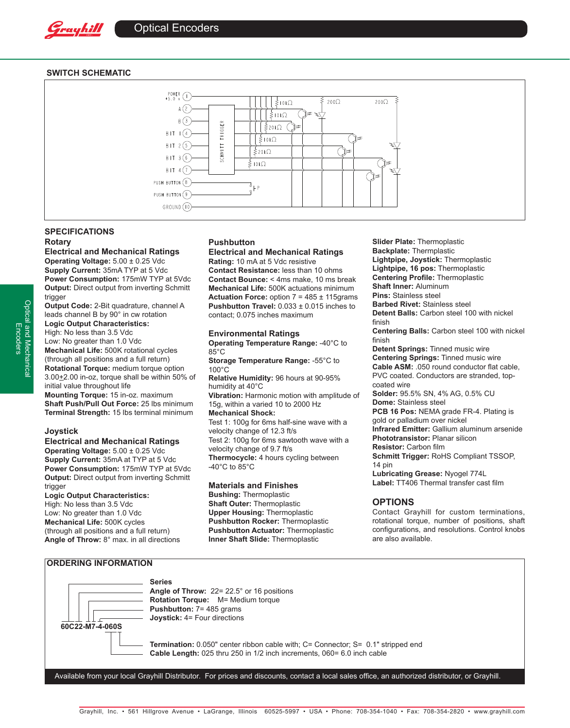## SWITCH SCHEMATIC

POWER +5.0 V (1)
A (2)
B (3)
BIT 1 (4)
BIT 2 (5)
BIT 3 (6)
BIT 4 (7)
PUSH BUTTON (8)
PUSH BUTTON (9)
GROUND (10)

SCHMITT TRIGGER

10KΩ, 10KΩ, 20KΩ, 10KΩ, 20KΩ, 10KΩ, 200Ω, 200Ω

P

## SPECIFICATIONS

### Rotary

#### Electrical and Mechanical Ratings

**Operating Voltage:** 5.00 ± 0.25 Vdc
**Supply Current:** 35mA TYP at 5 Vdc
**Power Consumption:** 175mW TYP at 5Vdc
**Output:** Direct output from inverting Schmitt trigger
**Output Code:** 2-Bit quadrature, channel A leads channel B by 90° in cw rotation
**Logic Output Characteristics:**
High: No less than 3.5 Vdc
Low: No greater than 1.0 Vdc
**Mechanical Life:** 500K rotational cycles (through all positions and a full return)
**Rotational Torque:** medium torque option 3.00±2.00 in-oz, torque shall be within 50% of initial value throughout life
**Mounting Torque:** 15 in-oz. maximum
**Shaft Push/Pull Out Force:** 25 lbs minimum
**Terminal Strength:** 15 lbs terminal minimum

### Joystick

#### Electrical and Mechanical Ratings

**Operating Voltage:** 5.00 ± 0.25 Vdc
**Supply Current:** 35mA at TYP at 5 Vdc
**Power Consumption:** 175mW TYP at 5Vdc
**Output:** Direct output from inverting Schmitt trigger
**Logic Output Characteristics:**
High: No less than 3.5 Vdc
Low: No greater than 1.0 Vdc
**Mechanical Life:** 500K cycles (through all positions and a full return)
**Angle of Throw:** 8° max. in all directions

### Pushbutton

#### Electrical and Mechanical Ratings

**Rating:** 10 mA at 5 Vdc resistive
**Contact Resistance:** less than 10 ohms
**Contact Bounce:** < 4ms make, 10 ms break
**Mechanical Life:** 500K actuations minimum
**Actuation Force:** option 7 = 485 ± 115grams
**Pushbutton Travel:** 0.033 ± 0.015 inches to contact; 0.075 inches maximum

#### Environmental Ratings

**Operating Temperature Range:** -40°C to 85°C
**Storage Temperature Range:** -55°C to 100°C
**Relative Humidity:** 96 hours at 90-95% humidity at 40°C
**Vibration:** Harmonic motion with amplitude of 15g, within a varied 10 to 2000 Hz
**Mechanical Shock:**
Test 1: 100g for 6ms half-sine wave with a velocity change of 12.3 ft/s
Test 2: 100g for 6ms sawtooth wave with a velocity change of 9.7 ft/s
**Thermocycle:** 4 hours cycling between -40°C to 85°C

#### Materials and Finishes

**Bushing:** Thermoplastic
**Shaft Outer:** Thermoplastic
**Upper Housing:** Thermoplastic
**Pushbutton Rocker:** Thermoplastic
**Pushbutton Actuator:** Thermoplastic
**Inner Shaft Slide:** Thermoplastic
**Slider Plate:** Thermoplastic
**Backplate:** Thermplastic
**Lightpipe, Joystick:** Thermoplastic
**Lightpipe, 16 pos:** Thermoplastic
**Centering Profile:** Thermoplastic
**Shaft Inner:** Aluminum
**Pins:** Stainless steel
**Barbed Rivet:** Stainless steel
**Detent Balls:** Carbon steel 100 with nickel finish
**Centering Balls:** Carbon steel 100 with nickel finish
**Detent Springs:** Tinned music wire
**Centering Springs:** Tinned music wire
**Cable ASM:** .050 round conductor flat cable, PVC coated. Conductors are stranded, top-coated wire
**Solder:** 95.5% SN, 4% AG, 0.5% CU
**Dome:** Stainless steel
**PCB 16 Pos:** NEMA grade FR-4. Plating is gold or palladium over nickel
**Infrared Emitter:** Gallium aluminum arsenide
**Phototransistor:** Planar silicon
**Resistor:** Carbon film
**Schmitt Trigger:** RoHS Compliant TSSOP, 14 pin
**Lubricating Grease:** Nyogel 774L
**Label:** TT406 Thermal transfer cast film

## OPTIONS

Contact Grayhill for custom terminations, rotational torque, number of positions, shaft configurations, and resolutions. Control knobs are also available.

## ORDERING INFORMATION

**60C22-M7-4-060S**

**Series**
**Angle of Throw:** 22= 22.5° or 16 positions
**Rotation Torque:** M= Medium torque
**Pushbutton:** 7= 485 grams
**Joystick:** 4= Four directions

**Termination:** 0.050" center ribbon cable with; C= Connector; S= 0.1" stripped end
**Cable Length:** 025 thru 250 in 1/2 inch increments, 060= 6.0 inch cable

Available from your local Grayhill Distributor. For prices and discounts, contact a local sales office, an authorized distributor, or Grayhill.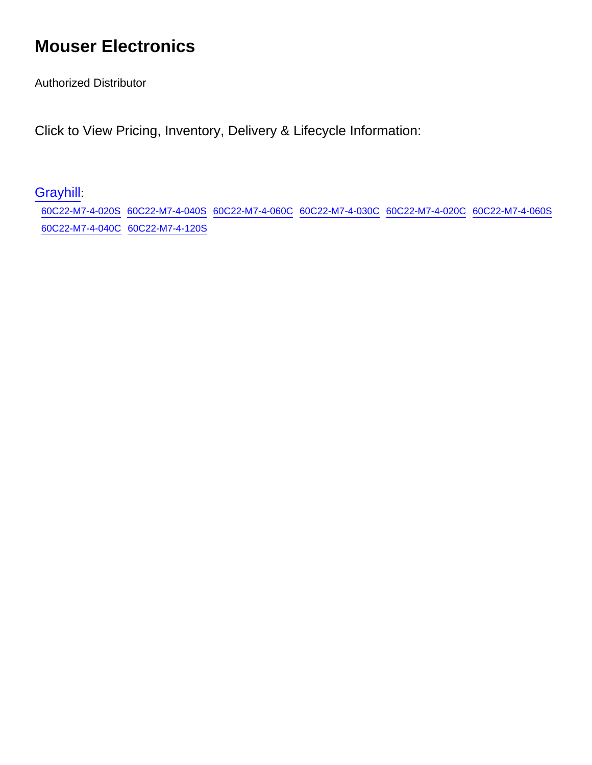# Mouser Electronics

Authorized Distributor

Click to View Pricing, Inventory, Delivery & Lifecycle Information:

Grayhill:

60C22-M7-4-020S 60C22-M7-4-040S 60C22-M7-4-060C 60C22-M7-4-030C 60C22-M7-4-020C 60C22-M7-4-060S 60C22-M7-4-040C 60C22-M7-4-120S